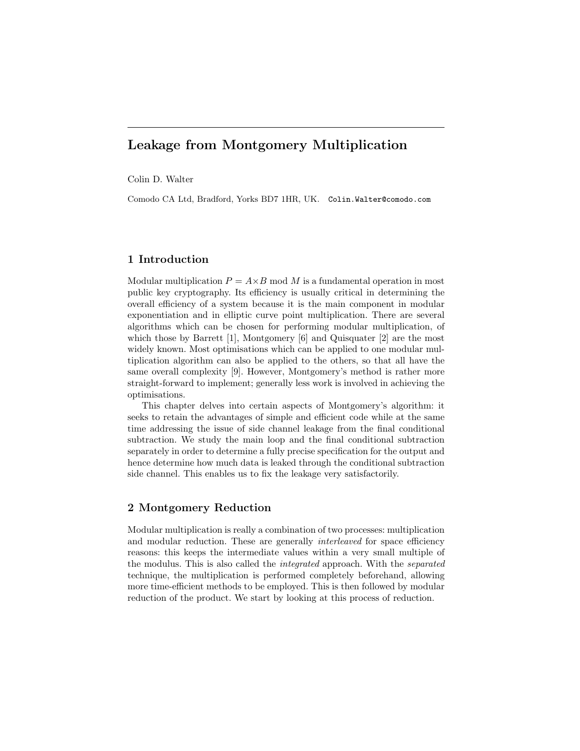# Leakage from Montgomery Multiplication

Colin D. Walter

Comodo CA Ltd, Bradford, Yorks BD7 1HR, UK. `Colin.Walter@comodo.com`

## 1 Introduction

Modular multiplication $P = A \times B \bmod M$ is a fundamental operation in most public key cryptography. Its efficiency is usually critical in determining the overall efficiency of a system because it is the main component in modular exponentiation and in elliptic curve point multiplication. There are several algorithms which can be chosen for performing modular multiplication, of which those by Barrett [1], Montgomery [6] and Quisquater [2] are the most widely known. Most optimisations which can be applied to one modular multiplication algorithm can also be applied to the others, so that all have the same overall complexity [9]. However, Montgomery's method is rather more straight-forward to implement; generally less work is involved in achieving the optimisations.

This chapter delves into certain aspects of Montgomery's algorithm: it seeks to retain the advantages of simple and efficient code while at the same time addressing the issue of side channel leakage from the final conditional subtraction. We study the main loop and the final conditional subtraction separately in order to determine a fully precise specification for the output and hence determine how much data is leaked through the conditional subtraction side channel. This enables us to fix the leakage very satisfactorily.

## 2 Montgomery Reduction

Modular multiplication is really a combination of two processes: multiplication and modular reduction. These are generally *interleaved* for space efficiency reasons: this keeps the intermediate values within a very small multiple of the modulus. This is also called the *integrated* approach. With the *separated* technique, the multiplication is performed completely beforehand, allowing more time-efficient methods to be employed. This is then followed by modular reduction of the product. We start by looking at this process of reduction.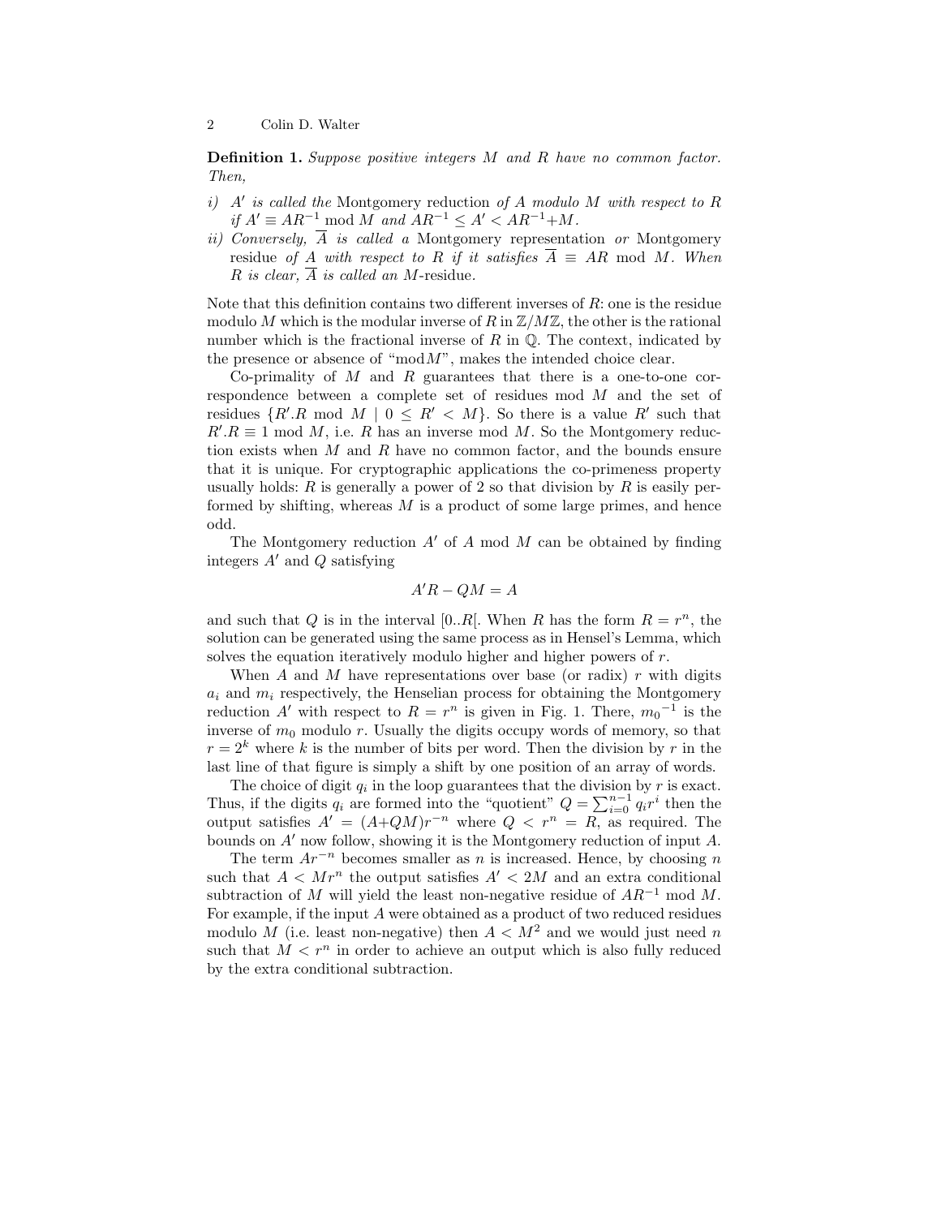**Definition 1.** *Suppose positive integers $M$ and $R$ have no common factor. Then,*

*i) $A'$ is called the* Montgomery reduction *of $A$ modulo $M$ with respect to $R$ if $A' \equiv AR^{-1} \bmod M$ and $AR^{-1} \leq A' < AR^{-1}{+}M$.*

*ii) Conversely, $\overline{A}$ is called a* Montgomery representation *or* Montgomery residue *of $A$ with respect to $R$ if it satisfies $\overline{A} \equiv AR \bmod M$. When $R$ is clear, $\overline{A}$ is called an $M$-*residue.

Note that this definition contains two different inverses of $R$: one is the residue modulo $M$ which is the modular inverse of $R$ in $\mathbb{Z}/M\mathbb{Z}$, the other is the rational number which is the fractional inverse of $R$ in $\mathbb{Q}$. The context, indicated by the presence or absence of "mod$M$", makes the intended choice clear.

Co-primality of $M$ and $R$ guarantees that there is a one-to-one correspondence between a complete set of residues mod $M$ and the set of residues $\{R'.R \bmod M \mid 0 \leq R' < M\}$. So there is a value $R'$ such that $R'.R \equiv 1 \bmod M$, i.e. $R$ has an inverse mod $M$. So the Montgomery reduction exists when $M$ and $R$ have no common factor, and the bounds ensure that it is unique. For cryptographic applications the co-primeness property usually holds: $R$ is generally a power of 2 so that division by $R$ is easily performed by shifting, whereas $M$ is a product of some large primes, and hence odd.

The Montgomery reduction $A'$ of $A$ mod $M$ can be obtained by finding integers $A'$ and $Q$ satisfying

$$A'R - QM = A$$

and such that $Q$ is in the interval $[0..R[$. When $R$ has the form $R = r^n$, the solution can be generated using the same process as in Hensel's Lemma, which solves the equation iteratively modulo higher and higher powers of $r$.

When $A$ and $M$ have representations over base (or radix) $r$ with digits $a_i$ and $m_i$ respectively, the Henselian process for obtaining the Montgomery reduction $A'$ with respect to $R = r^n$ is given in Fig. 1. There, ${m_0}^{-1}$ is the inverse of $m_0$ modulo $r$. Usually the digits occupy words of memory, so that $r = 2^k$ where $k$ is the number of bits per word. Then the division by $r$ in the last line of that figure is simply a shift by one position of an array of words.

The choice of digit $q_i$ in the loop guarantees that the division by $r$ is exact. Thus, if the digits $q_i$ are formed into the "quotient" $Q = \sum_{i=0}^{n-1} q_i r^i$ then the output satisfies $A' = (A{+}QM)r^{-n}$ where $Q < r^n = R$, as required. The bounds on $A'$ now follow, showing it is the Montgomery reduction of input $A$.

The term $Ar^{-n}$ becomes smaller as $n$ is increased. Hence, by choosing $n$ such that $A < Mr^n$ the output satisfies $A' < 2M$ and an extra conditional subtraction of $M$ will yield the least non-negative residue of $AR^{-1}$ mod $M$. For example, if the input $A$ were obtained as a product of two reduced residues modulo $M$ (i.e. least non-negative) then $A < M^2$ and we would just need $n$ such that $M < r^n$ in order to achieve an output which is also fully reduced by the extra conditional subtraction.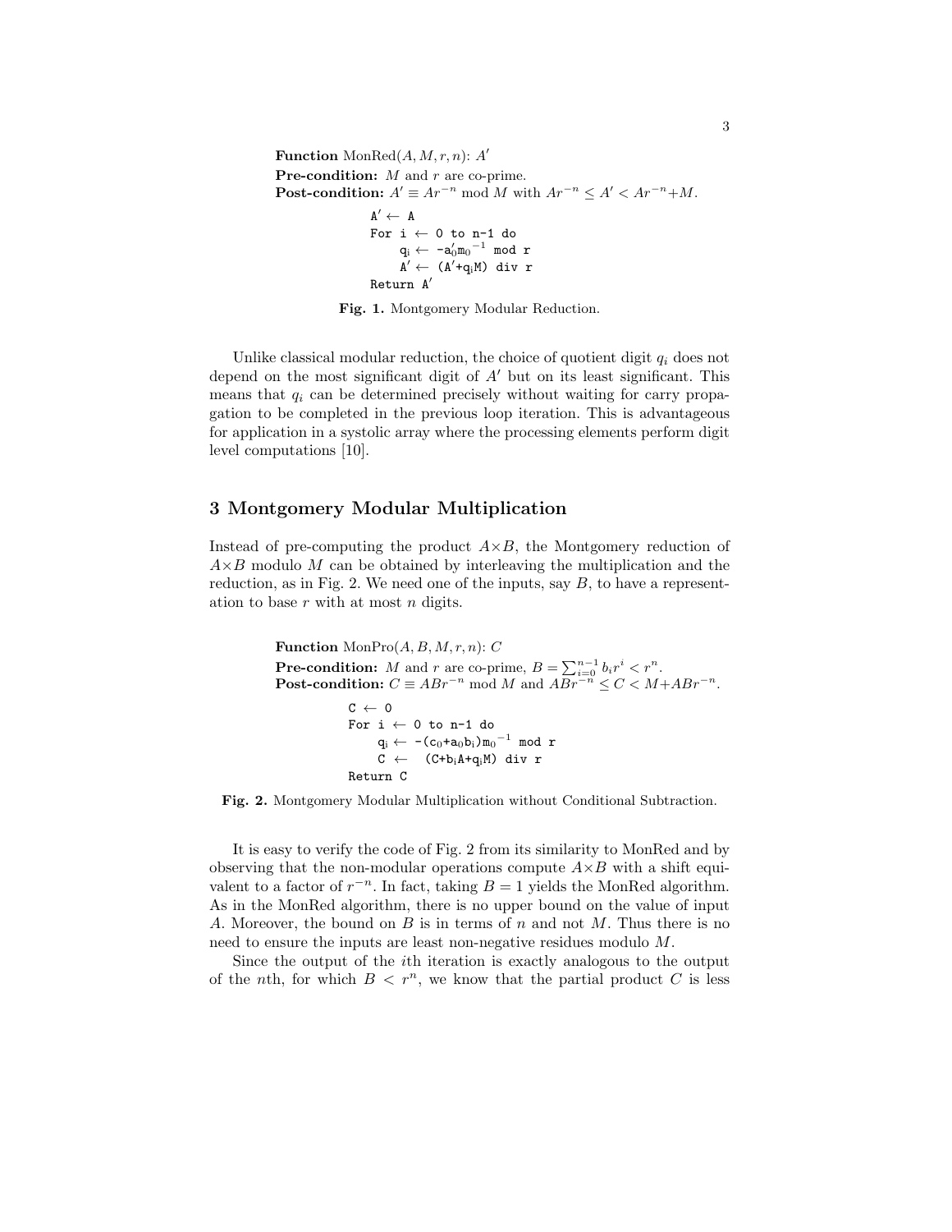**Function** MonRed$(A, M, r, n)$: $A'$
**Pre-condition:** $M$ and $r$ are co-prime.
**Post-condition:** $A' \equiv Ar^{-n} \bmod M$ with $Ar^{-n} \le A' < Ar^{-n}+M$.

```
A' ← A
For i ← 0 to n-1 do
    qᵢ ← -a'₀m₀⁻¹ mod r
    A' ← (A'+qᵢM) div r
Return A'
```

**Fig. 1.** Montgomery Modular Reduction.

Unlike classical modular reduction, the choice of quotient digit $q_i$ does not depend on the most significant digit of $A'$ but on its least significant. This means that $q_i$ can be determined precisely without waiting for carry propagation to be completed in the previous loop iteration. This is advantageous for application in a systolic array where the processing elements perform digit level computations [10].

## 3 Montgomery Modular Multiplication

Instead of pre-computing the product $A \times B$, the Montgomery reduction of $A \times B$ modulo $M$ can be obtained by interleaving the multiplication and the reduction, as in Fig. 2. We need one of the inputs, say $B$, to have a representation to base $r$ with at most $n$ digits.

**Function** MonPro$(A, B, M, r, n)$: $C$
**Pre-condition:** $M$ and $r$ are co-prime, $B = \sum_{i=0}^{n-1} b_i r^i < r^n$.
**Post-condition:** $C \equiv ABr^{-n} \bmod M$ and $ABr^{-n} \le C < M+ABr^{-n}$.

```
C ← 0
For i ← 0 to n-1 do
    qᵢ ← -(c₀+a₀bᵢ)m₀⁻¹ mod r
    C ←  (C+bᵢA+qᵢM) div r
Return C
```

**Fig. 2.** Montgomery Modular Multiplication without Conditional Subtraction.

It is easy to verify the code of Fig. 2 from its similarity to MonRed and by observing that the non-modular operations compute $A \times B$ with a shift equivalent to a factor of $r^{-n}$. In fact, taking $B = 1$ yields the MonRed algorithm. As in the MonRed algorithm, there is no upper bound on the value of input $A$. Moreover, the bound on $B$ is in terms of $n$ and not $M$. Thus there is no need to ensure the inputs are least non-negative residues modulo $M$.

Since the output of the $i$th iteration is exactly analogous to the output of the $n$th, for which $B < r^n$, we know that the partial product $C$ is less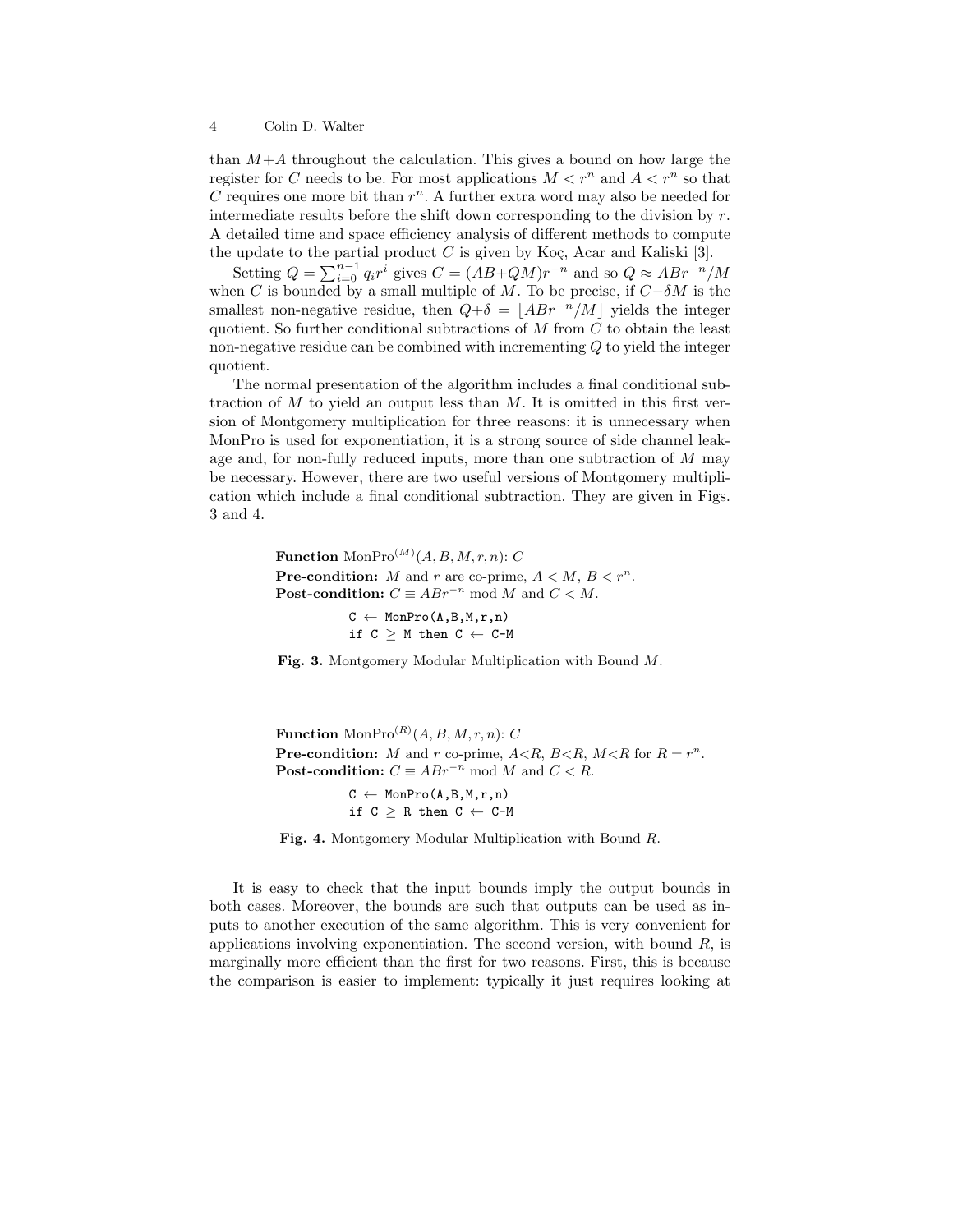than $M+A$ throughout the calculation. This gives a bound on how large the register for $C$ needs to be. For most applications $M < r^n$ and $A < r^n$ so that $C$ requires one more bit than $r^n$. A further extra word may also be needed for intermediate results before the shift down corresponding to the division by $r$. A detailed time and space efficiency analysis of different methods to compute the update to the partial product $C$ is given by Koç, Acar and Kaliski [3].

Setting $Q = \sum_{i=0}^{n-1} q_i r^i$ gives $C = (AB+QM)r^{-n}$ and so $Q \approx ABr^{-n}/M$ when $C$ is bounded by a small multiple of $M$. To be precise, if $C-\delta M$ is the smallest non-negative residue, then $Q+\delta = \lfloor ABr^{-n}/M \rfloor$ yields the integer quotient. So further conditional subtractions of $M$ from $C$ to obtain the least non-negative residue can be combined with incrementing $Q$ to yield the integer quotient.

The normal presentation of the algorithm includes a final conditional subtraction of $M$ to yield an output less than $M$. It is omitted in this first version of Montgomery multiplication for three reasons: it is unnecessary when MonPro is used for exponentiation, it is a strong source of side channel leakage and, for non-fully reduced inputs, more than one subtraction of $M$ may be necessary. However, there are two useful versions of Montgomery multiplication which include a final conditional subtraction. They are given in Figs. 3 and 4.

**Function** $\text{MonPro}^{(M)}(A, B, M, r, n)$: $C$
**Pre-condition:** $M$ and $r$ are co-prime, $A < M$, $B < r^n$.
**Post-condition:** $C \equiv ABr^{-n} \bmod M$ and $C < M$.

```
C ← MonPro(A,B,M,r,n)
if C ≥ M then C ← C-M
```

**Fig. 3.** Montgomery Modular Multiplication with Bound $M$.

**Function** $\text{MonPro}^{(R)}(A, B, M, r, n)$: $C$
**Pre-condition:** $M$ and $r$ co-prime, $A<R$, $B<R$, $M<R$ for $R = r^n$.
**Post-condition:** $C \equiv ABr^{-n} \bmod M$ and $C < R$.

```
C ← MonPro(A,B,M,r,n)
if C ≥ R then C ← C-M
```

**Fig. 4.** Montgomery Modular Multiplication with Bound $R$.

It is easy to check that the input bounds imply the output bounds in both cases. Moreover, the bounds are such that outputs can be used as inputs to another execution of the same algorithm. This is very convenient for applications involving exponentiation. The second version, with bound $R$, is marginally more efficient than the first for two reasons. First, this is because the comparison is easier to implement: typically it just requires looking at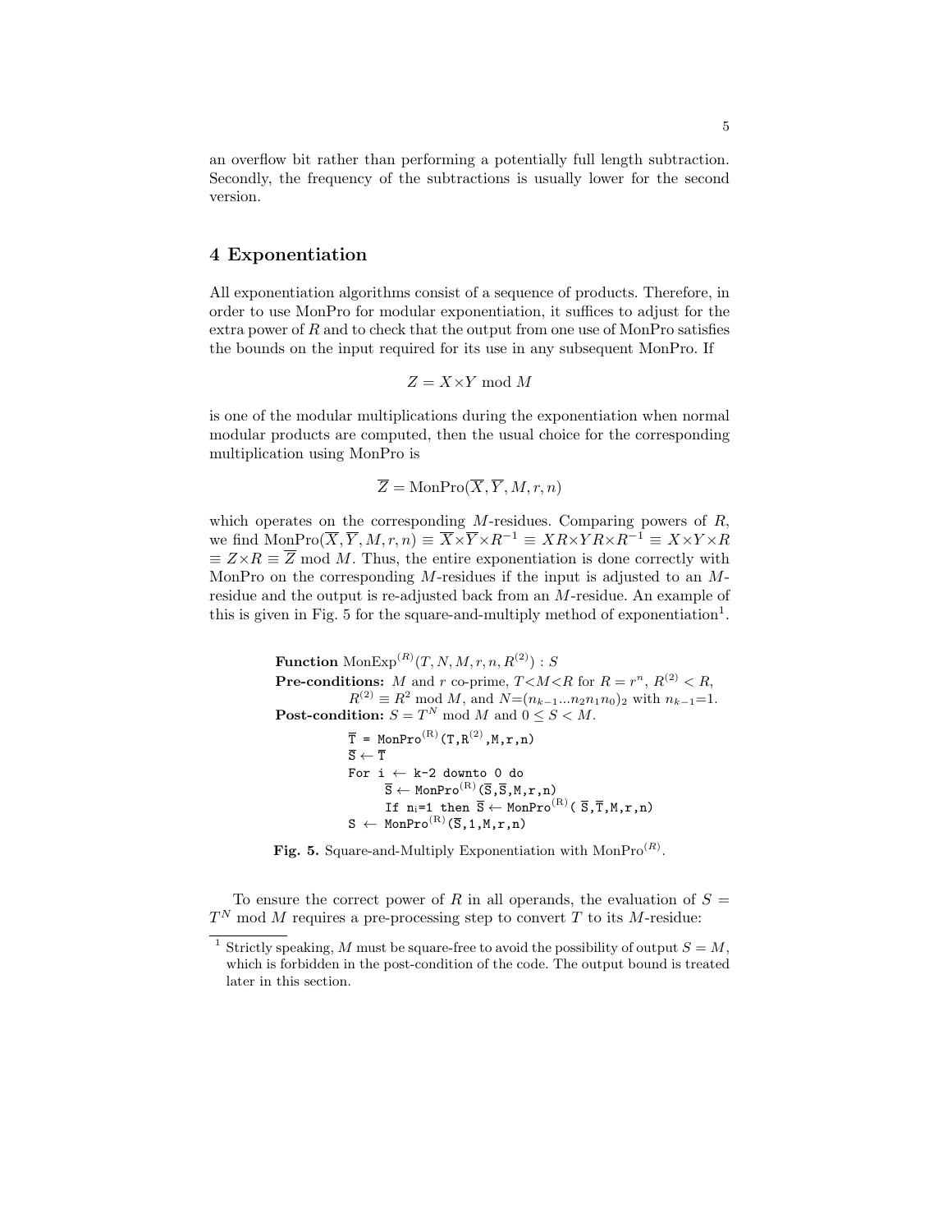an overflow bit rather than performing a potentially full length subtraction. Secondly, the frequency of the subtractions is usually lower for the second version.

## 4 Exponentiation

All exponentiation algorithms consist of a sequence of products. Therefore, in order to use MonPro for modular exponentiation, it suffices to adjust for the extra power of $R$ and to check that the output from one use of MonPro satisfies the bounds on the input required for its use in any subsequent MonPro. If

$$Z = X \times Y \bmod M$$

is one of the modular multiplications during the exponentiation when normal modular products are computed, then the usual choice for the corresponding multiplication using MonPro is

$$\overline{Z} = \text{MonPro}(\overline{X}, \overline{Y}, M, r, n)$$

which operates on the corresponding $M$-residues. Comparing powers of $R$, we find $\text{MonPro}(\overline{X}, \overline{Y}, M, r, n) \equiv \overline{X} \times \overline{Y} \times R^{-1} \equiv XR \times YR \times R^{-1} \equiv X \times Y \times R \equiv Z \times R \equiv \overline{Z} \bmod M$. Thus, the entire exponentiation is done correctly with MonPro on the corresponding $M$-residues if the input is adjusted to an $M$-residue and the output is re-adjusted back from an $M$-residue. An example of this is given in Fig. 5 for the square-and-multiply method of exponentiation[1].

**Function** $\text{MonExp}^{(R)}(T, N, M, r, n, R^{(2)}) : S$
**Pre-conditions:** $M$ and $r$ co-prime, $T < M < R$ for $R = r^n$, $R^{(2)} < R$, $R^{(2)} \equiv R^2 \bmod M$, and $N = (n_{k-1} \ldots n_2 n_1 n_0)_2$ with $n_{k-1} = 1$.
**Post-condition:** $S = T^N \bmod M$ and $0 \leq S < M$.

```
T̄ = MonPro^(R)(T,R^(2),M,r,n)
S̄ ← T̄
For i ← k-2 downto 0 do
      S̄ ← MonPro^(R)(S̄,S̄,M,r,n)
      If nᵢ=1 then S̄ ← MonPro^(R)( S̄,T̄,M,r,n)
S ← MonPro^(R)(S̄,1,M,r,n)
```

**Fig. 5.** Square-and-Multiply Exponentiation with $\text{MonPro}^{(R)}$.

To ensure the correct power of $R$ in all operands, the evaluation of $S = T^N \bmod M$ requires a pre-processing step to convert $T$ to its $M$-residue:

[1] Strictly speaking, $M$ must be square-free to avoid the possibility of output $S = M$, which is forbidden in the post-condition of the code. The output bound is treated later in this section.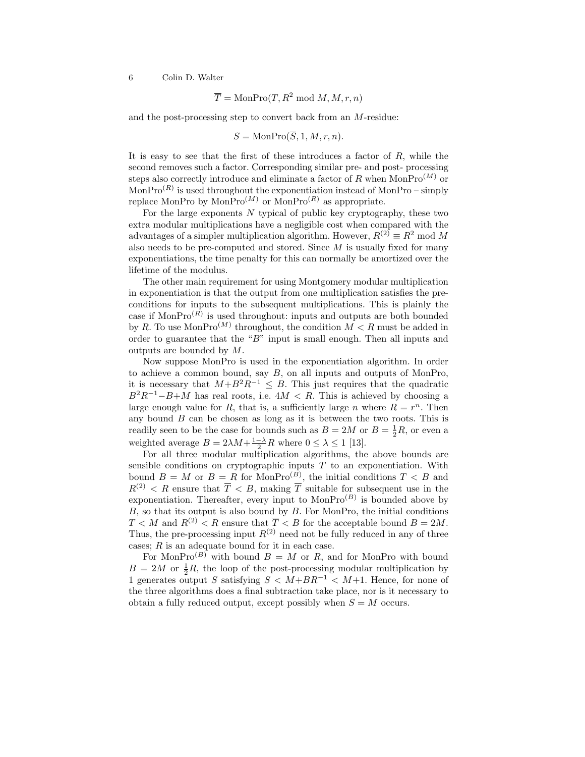$$\overline{T} = \text{MonPro}(T, R^2 \bmod M, M, r, n)$$

and the post-processing step to convert back from an $M$-residue:

$$S = \text{MonPro}(\overline{S}, 1, M, r, n).$$

It is easy to see that the first of these introduces a factor of $R$, while the second removes such a factor. Corresponding similar pre- and post- processing steps also correctly introduce and eliminate a factor of $R$ when $\text{MonPro}^{(M)}$ or $\text{MonPro}^{(R)}$ is used throughout the exponentiation instead of MonPro – simply replace MonPro by $\text{MonPro}^{(M)}$ or $\text{MonPro}^{(R)}$ as appropriate.

For the large exponents $N$ typical of public key cryptography, these two extra modular multiplications have a negligible cost when compared with the advantages of a simpler multiplication algorithm. However, $R^{(2)} \equiv R^2 \bmod M$ also needs to be pre-computed and stored. Since $M$ is usually fixed for many exponentiations, the time penalty for this can normally be amortized over the lifetime of the modulus.

The other main requirement for using Montgomery modular multiplication in exponentiation is that the output from one multiplication satisfies the pre-conditions for inputs to the subsequent multiplications. This is plainly the case if $\text{MonPro}^{(R)}$ is used throughout: inputs and outputs are both bounded by $R$. To use $\text{MonPro}^{(M)}$ throughout, the condition $M < R$ must be added in order to guarantee that the "$B$" input is small enough. Then all inputs and outputs are bounded by $M$.

Now suppose MonPro is used in the exponentiation algorithm. In order to achieve a common bound, say $B$, on all inputs and outputs of MonPro, it is necessary that $M + B^2R^{-1} \leq B$. This just requires that the quadratic $B^2R^{-1} - B + M$ has real roots, i.e. $4M < R$. This is achieved by choosing a large enough value for $R$, that is, a sufficiently large $n$ where $R = r^n$. Then any bound $B$ can be chosen as long as it is between the two roots. This is readily seen to be the case for bounds such as $B = 2M$ or $B = \frac{1}{2}R$, or even a weighted average $B = 2\lambda M + \frac{1-\lambda}{2}R$ where $0 \leq \lambda \leq 1$ [13].

For all three modular multiplication algorithms, the above bounds are sensible conditions on cryptographic inputs $T$ to an exponentiation. With bound $B = M$ or $B = R$ for $\text{MonPro}^{(B)}$, the initial conditions $T < B$ and $R^{(2)} < R$ ensure that $\overline{T} < B$, making $\overline{T}$ suitable for subsequent use in the exponentiation. Thereafter, every input to $\text{MonPro}^{(B)}$ is bounded above by $B$, so that its output is also bound by $B$. For MonPro, the initial conditions $T < M$ and $R^{(2)} < R$ ensure that $\overline{T} < B$ for the acceptable bound $B = 2M$. Thus, the pre-processing input $R^{(2)}$ need not be fully reduced in any of three cases; $R$ is an adequate bound for it in each case.

For $\text{MonPro}^{(B)}$ with bound $B = M$ or $R$, and for MonPro with bound $B = 2M$ or $\frac{1}{2}R$, the loop of the post-processing modular multiplication by 1 generates output $S$ satisfying $S < M + BR^{-1} < M+1$. Hence, for none of the three algorithms does a final subtraction take place, nor is it necessary to obtain a fully reduced output, except possibly when $S = M$ occurs.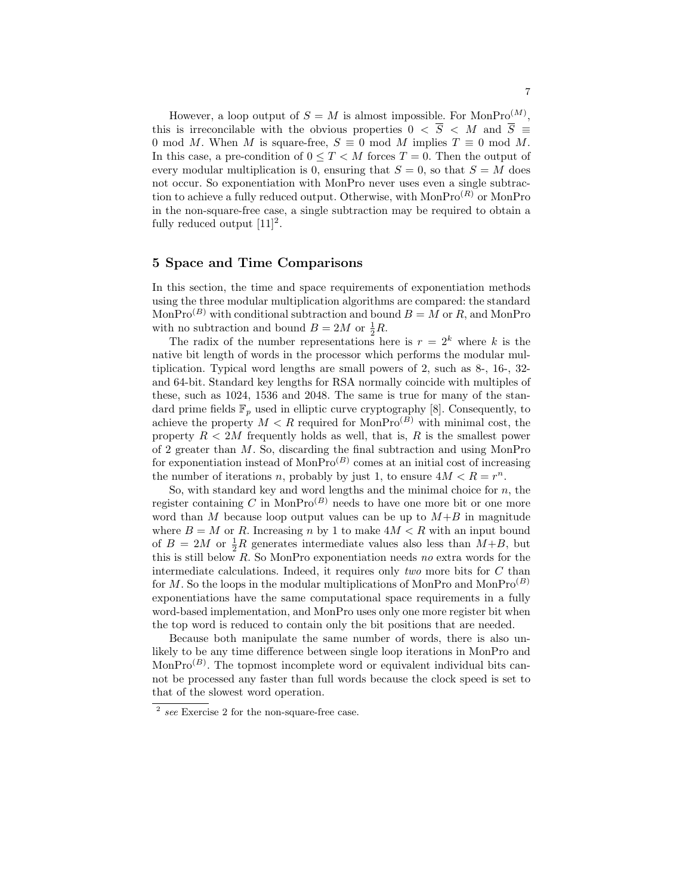However, a loop output of $S = M$ is almost impossible. For $\text{MonPro}^{(M)}$, this is irreconcilable with the obvious properties $0 < \overline{S} < M$ and $\overline{S} \equiv 0 \bmod M$. When $M$ is square-free, $S \equiv 0 \bmod M$ implies $T \equiv 0 \bmod M$. In this case, a pre-condition of $0 \leq T < M$ forces $T = 0$. Then the output of every modular multiplication is 0, ensuring that $S = 0$, so that $S = M$ does not occur. So exponentiation with MonPro never uses even a single subtraction to achieve a fully reduced output. Otherwise, with $\text{MonPro}^{(R)}$ or MonPro in the non-square-free case, a single subtraction may be required to obtain a fully reduced output [11][2].

## 5 Space and Time Comparisons

In this section, the time and space requirements of exponentiation methods using the three modular multiplication algorithms are compared: the standard $\text{MonPro}^{(B)}$ with conditional subtraction and bound $B = M$ or $R$, and MonPro with no subtraction and bound $B = 2M$ or $\frac{1}{2}R$.

The radix of the number representations here is $r = 2^k$ where $k$ is the native bit length of words in the processor which performs the modular multiplication. Typical word lengths are small powers of 2, such as 8-, 16-, 32- and 64-bit. Standard key lengths for RSA normally coincide with multiples of these, such as 1024, 1536 and 2048. The same is true for many of the standard prime fields $\mathbb{F}_p$ used in elliptic curve cryptography [8]. Consequently, to achieve the property $M < R$ required for $\text{MonPro}^{(B)}$ with minimal cost, the property $R < 2M$ frequently holds as well, that is, $R$ is the smallest power of 2 greater than $M$. So, discarding the final subtraction and using MonPro for exponentiation instead of $\text{MonPro}^{(B)}$ comes at an initial cost of increasing the number of iterations $n$, probably by just 1, to ensure $4M < R = r^n$.

So, with standard key and word lengths and the minimal choice for $n$, the register containing $C$ in $\text{MonPro}^{(B)}$ needs to have one more bit or one more word than $M$ because loop output values can be up to $M+B$ in magnitude where $B = M$ or $R$. Increasing $n$ by 1 to make $4M < R$ with an input bound of $B = 2M$ or $\frac{1}{2}R$ generates intermediate values also less than $M+B$, but this is still below $R$. So MonPro exponentiation needs *no* extra words for the intermediate calculations. Indeed, it requires only *two* more bits for $C$ than for $M$. So the loops in the modular multiplications of MonPro and $\text{MonPro}^{(B)}$ exponentiations have the same computational space requirements in a fully word-based implementation, and MonPro uses only one more register bit when the top word is reduced to contain only the bit positions that are needed.

Because both manipulate the same number of words, there is also unlikely to be any time difference between single loop iterations in MonPro and $\text{MonPro}^{(B)}$. The topmost incomplete word or equivalent individual bits cannot be processed any faster than full words because the clock speed is set to that of the slowest word operation.

---

[2] *see* Exercise 2 for the non-square-free case.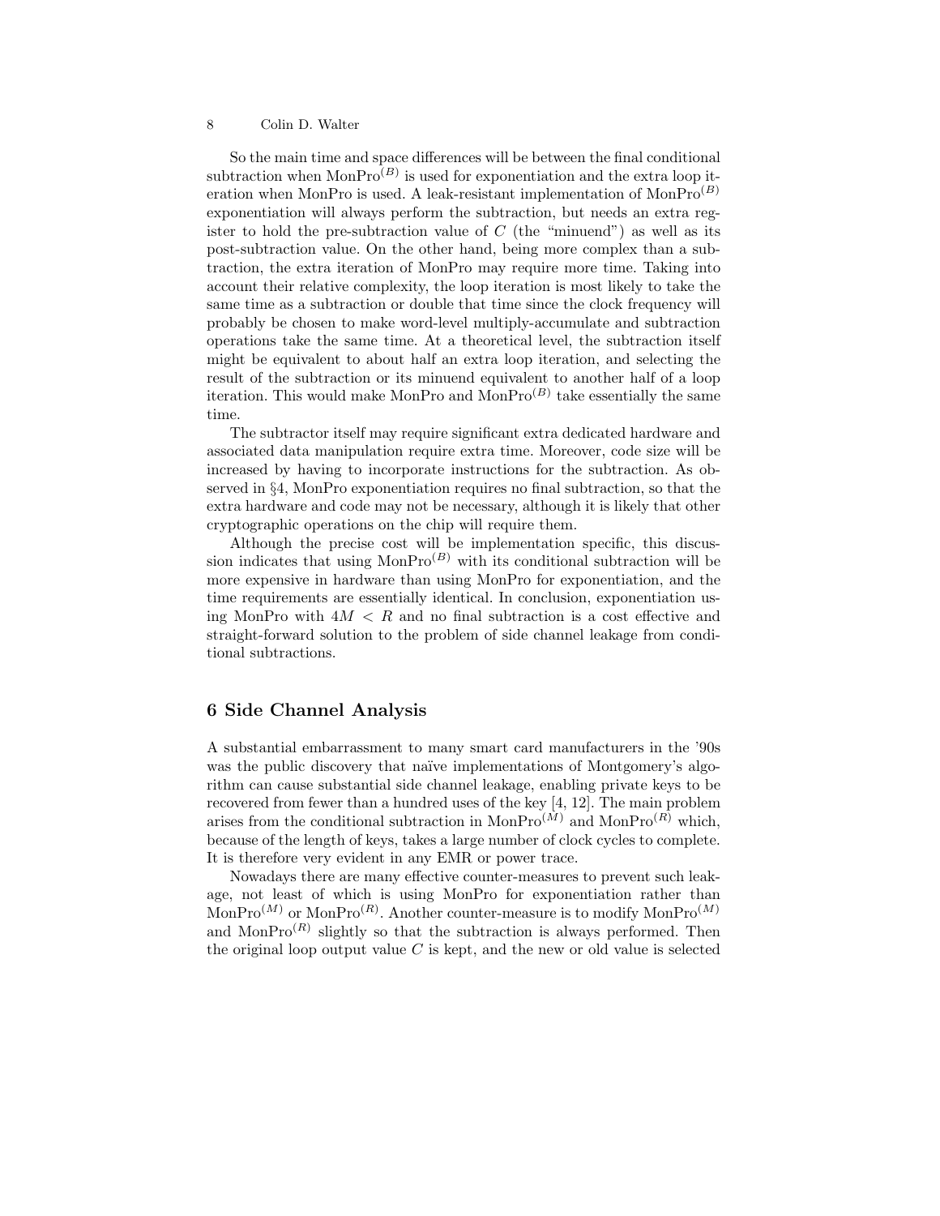So the main time and space differences will be between the final conditional subtraction when $\text{MonPro}^{(B)}$ is used for exponentiation and the extra loop iteration when MonPro is used. A leak-resistant implementation of $\text{MonPro}^{(B)}$ exponentiation will always perform the subtraction, but needs an extra register to hold the pre-subtraction value of $C$ (the "minuend") as well as its post-subtraction value. On the other hand, being more complex than a subtraction, the extra iteration of MonPro may require more time. Taking into account their relative complexity, the loop iteration is most likely to take the same time as a subtraction or double that time since the clock frequency will probably be chosen to make word-level multiply-accumulate and subtraction operations take the same time. At a theoretical level, the subtraction itself might be equivalent to about half an extra loop iteration, and selecting the result of the subtraction or its minuend equivalent to another half of a loop iteration. This would make MonPro and $\text{MonPro}^{(B)}$ take essentially the same time.

The subtractor itself may require significant extra dedicated hardware and associated data manipulation require extra time. Moreover, code size will be increased by having to incorporate instructions for the subtraction. As observed in §4, MonPro exponentiation requires no final subtraction, so that the extra hardware and code may not be necessary, although it is likely that other cryptographic operations on the chip will require them.

Although the precise cost will be implementation specific, this discussion indicates that using $\text{MonPro}^{(B)}$ with its conditional subtraction will be more expensive in hardware than using MonPro for exponentiation, and the time requirements are essentially identical. In conclusion, exponentiation using MonPro with $4M < R$ and no final subtraction is a cost effective and straight-forward solution to the problem of side channel leakage from conditional subtractions.

## 6 Side Channel Analysis

A substantial embarrassment to many smart card manufacturers in the '90s was the public discovery that naïve implementations of Montgomery's algorithm can cause substantial side channel leakage, enabling private keys to be recovered from fewer than a hundred uses of the key [4, 12]. The main problem arises from the conditional subtraction in $\text{MonPro}^{(M)}$ and $\text{MonPro}^{(R)}$ which, because of the length of keys, takes a large number of clock cycles to complete. It is therefore very evident in any EMR or power trace.

Nowadays there are many effective counter-measures to prevent such leakage, not least of which is using MonPro for exponentiation rather than $\text{MonPro}^{(M)}$ or $\text{MonPro}^{(R)}$. Another counter-measure is to modify $\text{MonPro}^{(M)}$ and $\text{MonPro}^{(R)}$ slightly so that the subtraction is always performed. Then the original loop output value $C$ is kept, and the new or old value is selected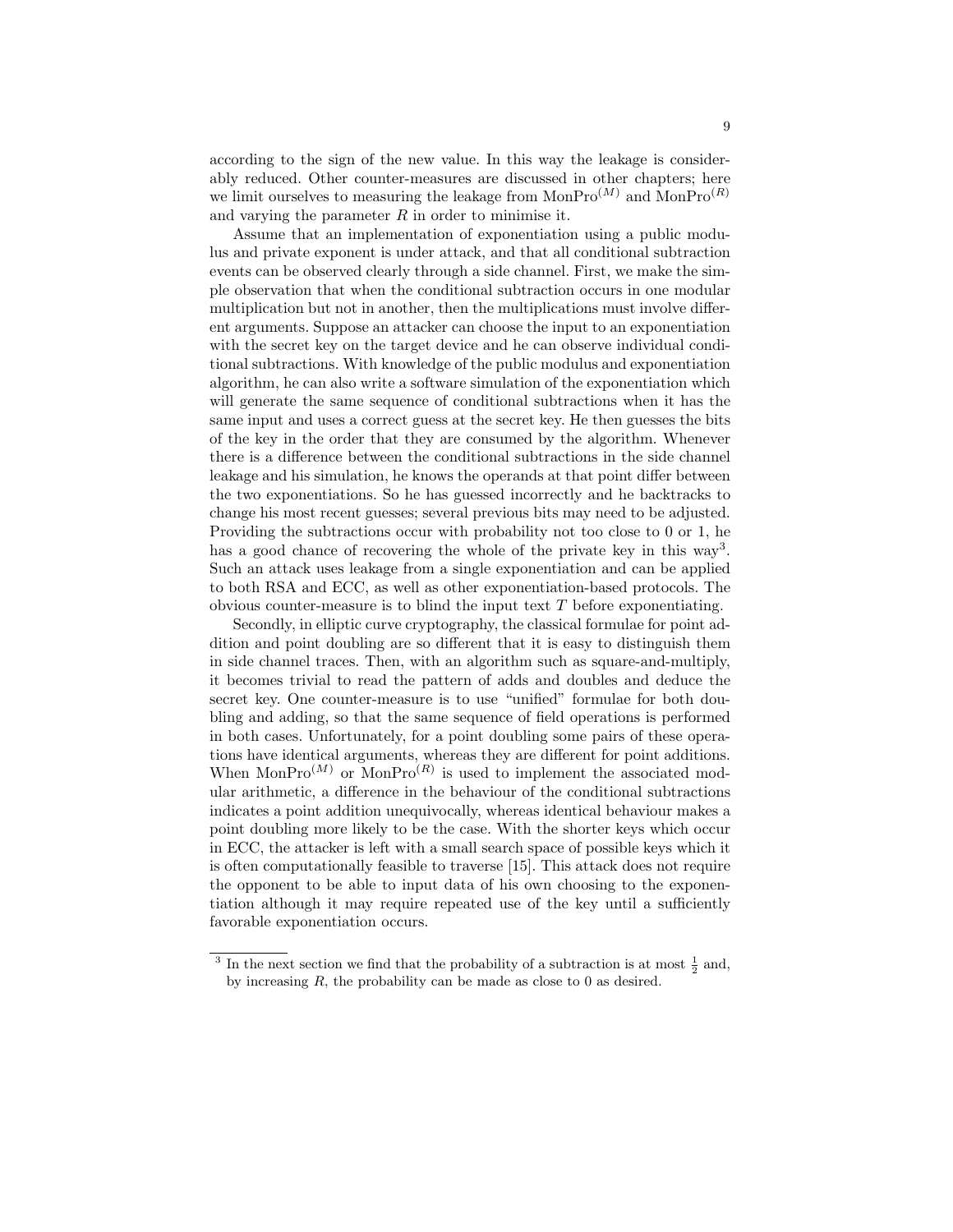according to the sign of the new value. In this way the leakage is considerably reduced. Other counter-measures are discussed in other chapters; here we limit ourselves to measuring the leakage from $\mathrm{MonPro}^{(M)}$ and $\mathrm{MonPro}^{(R)}$ and varying the parameter $R$ in order to minimise it.

Assume that an implementation of exponentiation using a public modulus and private exponent is under attack, and that all conditional subtraction events can be observed clearly through a side channel. First, we make the simple observation that when the conditional subtraction occurs in one modular multiplication but not in another, then the multiplications must involve different arguments. Suppose an attacker can choose the input to an exponentiation with the secret key on the target device and he can observe individual conditional subtractions. With knowledge of the public modulus and exponentiation algorithm, he can also write a software simulation of the exponentiation which will generate the same sequence of conditional subtractions when it has the same input and uses a correct guess at the secret key. He then guesses the bits of the key in the order that they are consumed by the algorithm. Whenever there is a difference between the conditional subtractions in the side channel leakage and his simulation, he knows the operands at that point differ between the two exponentiations. So he has guessed incorrectly and he backtracks to change his most recent guesses; several previous bits may need to be adjusted. Providing the subtractions occur with probability not too close to 0 or 1, he has a good chance of recovering the whole of the private key in this way[3]. Such an attack uses leakage from a single exponentiation and can be applied to both RSA and ECC, as well as other exponentiation-based protocols. The obvious counter-measure is to blind the input text $T$ before exponentiating.

Secondly, in elliptic curve cryptography, the classical formulae for point addition and point doubling are so different that it is easy to distinguish them in side channel traces. Then, with an algorithm such as square-and-multiply, it becomes trivial to read the pattern of adds and doubles and deduce the secret key. One counter-measure is to use "unified" formulae for both doubling and adding, so that the same sequence of field operations is performed in both cases. Unfortunately, for a point doubling some pairs of these operations have identical arguments, whereas they are different for point additions. When $\mathrm{MonPro}^{(M)}$ or $\mathrm{MonPro}^{(R)}$ is used to implement the associated modular arithmetic, a difference in the behaviour of the conditional subtractions indicates a point addition unequivocally, whereas identical behaviour makes a point doubling more likely to be the case. With the shorter keys which occur in ECC, the attacker is left with a small search space of possible keys which it is often computationally feasible to traverse [15]. This attack does not require the opponent to be able to input data of his own choosing to the exponentiation although it may require repeated use of the key until a sufficiently favorable exponentiation occurs.

[3] In the next section we find that the probability of a subtraction is at most $\frac{1}{2}$ and, by increasing $R$, the probability can be made as close to 0 as desired.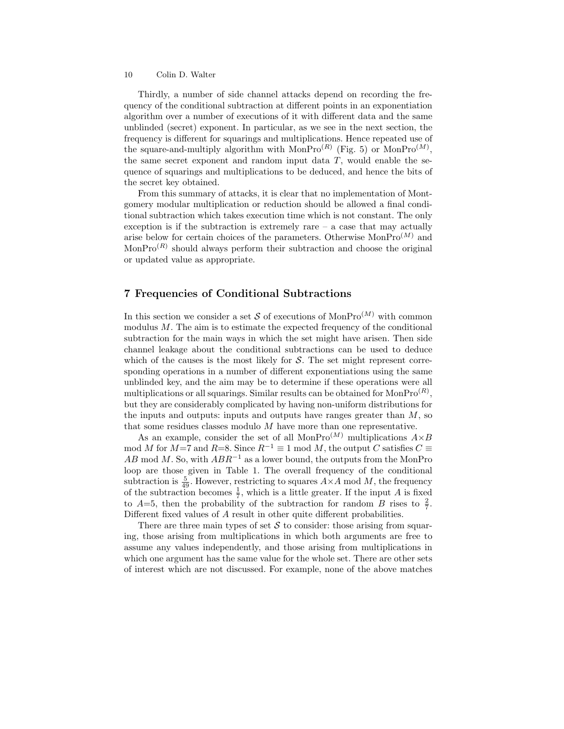Thirdly, a number of side channel attacks depend on recording the frequency of the conditional subtraction at different points in an exponentiation algorithm over a number of executions of it with different data and the same unblinded (secret) exponent. In particular, as we see in the next section, the frequency is different for squarings and multiplications. Hence repeated use of the square-and-multiply algorithm with $\text{MonPro}^{(R)}$ (Fig. 5) or $\text{MonPro}^{(M)}$, the same secret exponent and random input data $T$, would enable the sequence of squarings and multiplications to be deduced, and hence the bits of the secret key obtained.

From this summary of attacks, it is clear that no implementation of Montgomery modular multiplication or reduction should be allowed a final conditional subtraction which takes execution time which is not constant. The only exception is if the subtraction is extremely rare – a case that may actually arise below for certain choices of the parameters. Otherwise $\text{MonPro}^{(M)}$ and $\text{MonPro}^{(R)}$ should always perform their subtraction and choose the original or updated value as appropriate.

## 7 Frequencies of Conditional Subtractions

In this section we consider a set $\mathcal{S}$ of executions of $\text{MonPro}^{(M)}$ with common modulus $M$. The aim is to estimate the expected frequency of the conditional subtraction for the main ways in which the set might have arisen. Then side channel leakage about the conditional subtractions can be used to deduce which of the causes is the most likely for $\mathcal{S}$. The set might represent corresponding operations in a number of different exponentiations using the same unblinded key, and the aim may be to determine if these operations were all multiplications or all squarings. Similar results can be obtained for $\text{MonPro}^{(R)}$, but they are considerably complicated by having non-uniform distributions for the inputs and outputs: inputs and outputs have ranges greater than $M$, so that some residues classes modulo $M$ have more than one representative.

As an example, consider the set of all $\text{MonPro}^{(M)}$ multiplications $A{\times}B \bmod M$ for $M{=}7$ and $R{=}8$. Since $R^{-1} \equiv 1 \bmod M$, the output $C$ satisfies $C \equiv AB \bmod M$. So, with $ABR^{-1}$ as a lower bound, the outputs from the MonPro loop are those given in Table 1. The overall frequency of the conditional subtraction is $\frac{5}{49}$. However, restricting to squares $A{\times}A \bmod M$, the frequency of the subtraction becomes $\frac{1}{7}$, which is a little greater. If the input $A$ is fixed to $A{=}5$, then the probability of the subtraction for random $B$ rises to $\frac{2}{7}$. Different fixed values of $A$ result in other quite different probabilities.

There are three main types of set $\mathcal{S}$ to consider: those arising from squaring, those arising from multiplications in which both arguments are free to assume any values independently, and those arising from multiplications in which one argument has the same value for the whole set. There are other sets of interest which are not discussed. For example, none of the above matches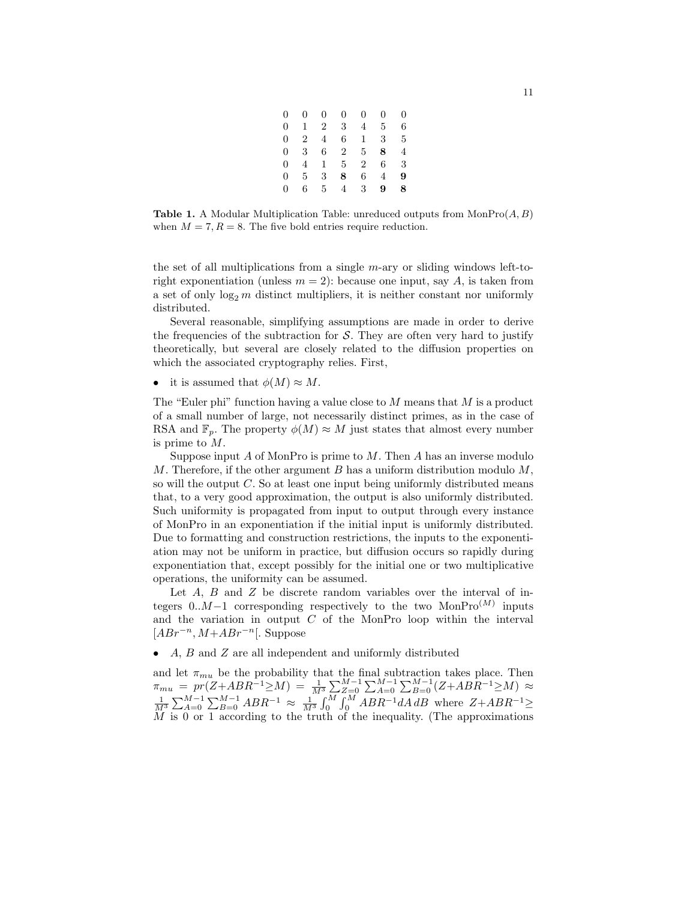| | | | | | | |
|---|---|---|---|---|---|---|
| 0 | 0 | 0 | 0 | 0 | 0 | 0 |
| 0 | 1 | 2 | 3 | 4 | 5 | 6 |
| 0 | 2 | 4 | 6 | 1 | 3 | 5 |
| 0 | 3 | 6 | 2 | 5 | **8** | 4 |
| 0 | 4 | 1 | 5 | 2 | 6 | 3 |
| 0 | 5 | 3 | **8** | 6 | 4 | **9** |
| 0 | 6 | 5 | 4 | 3 | **9** | **8** |

**Table 1.** A Modular Multiplication Table: unreduced outputs from MonPro$(A, B)$ when $M = 7, R = 8$. The five bold entries require reduction.

the set of all multiplications from a single $m$-ary or sliding windows left-to-right exponentiation (unless $m = 2$): because one input, say $A$, is taken from a set of only $\log_2 m$ distinct multipliers, it is neither constant nor uniformly distributed.

Several reasonable, simplifying assumptions are made in order to derive the frequencies of the subtraction for $\mathcal{S}$. They are often very hard to justify theoretically, but several are closely related to the diffusion properties on which the associated cryptography relies. First,

- it is assumed that $\phi(M) \approx M$.

The "Euler phi" function having a value close to $M$ means that $M$ is a product of a small number of large, not necessarily distinct primes, as in the case of RSA and $\mathbb{F}_p$. The property $\phi(M) \approx M$ just states that almost every number is prime to $M$.

Suppose input $A$ of MonPro is prime to $M$. Then $A$ has an inverse modulo $M$. Therefore, if the other argument $B$ has a uniform distribution modulo $M$, so will the output $C$. So at least one input being uniformly distributed means that, to a very good approximation, the output is also uniformly distributed. Such uniformity is propagated from input to output through every instance of MonPro in an exponentiation if the initial input is uniformly distributed. Due to formatting and construction restrictions, the inputs to the exponentiation may not be uniform in practice, but diffusion occurs so rapidly during exponentiation that, except possibly for the initial one or two multiplicative operations, the uniformity can be assumed.

Let $A$, $B$ and $Z$ be discrete random variables over the interval of integers $0..M{-}1$ corresponding respectively to the two MonPro$^{(M)}$ inputs and the variation in output $C$ of the MonPro loop within the interval $[ABr^{-n}, M{+}ABr^{-n}[$. Suppose

- $A$, $B$ and $Z$ are all independent and uniformly distributed

and let $\pi_{mu}$ be the probability that the final subtraction takes place. Then $\pi_{mu} = pr(Z{+}ABR^{-1}{\geq}M) = \frac{1}{M^3}\sum_{Z=0}^{M-1}\sum_{A=0}^{M-1}\sum_{B=0}^{M-1}(Z{+}ABR^{-1}{\geq}M) \approx \frac{1}{M^3}\sum_{A=0}^{M-1}\sum_{B=0}^{M-1}ABR^{-1} \approx \frac{1}{M^3}\int_0^M\int_0^M ABR^{-1}dA\,dB$ where $Z{+}ABR^{-1}{\geq} M$ is 0 or 1 according to the truth of the inequality. (The approximations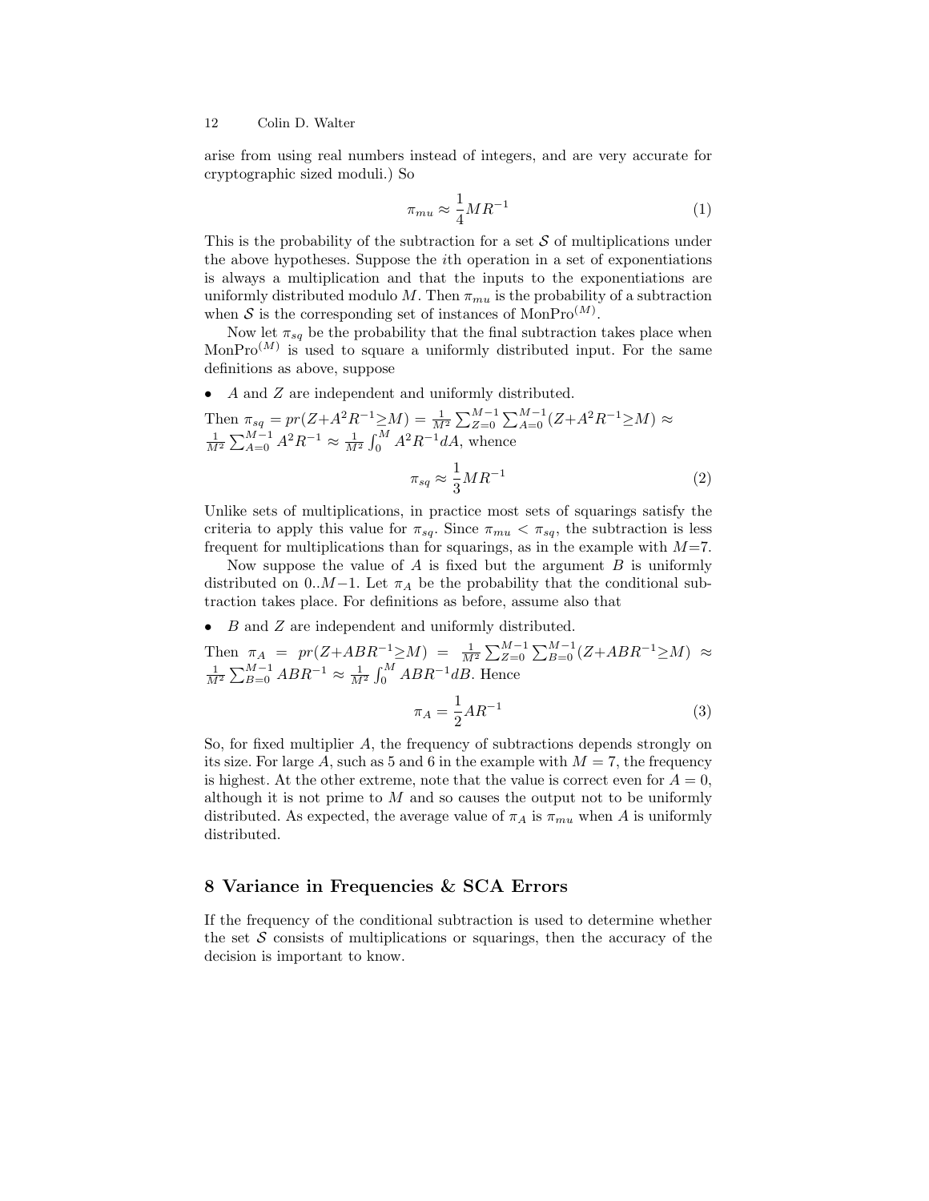arise from using real numbers instead of integers, and are very accurate for cryptographic sized moduli.) So

$$\pi_{mu} \approx \frac{1}{4}MR^{-1} \tag{1}$$

This is the probability of the subtraction for a set $\mathcal{S}$ of multiplications under the above hypotheses. Suppose the $i$th operation in a set of exponentiations is always a multiplication and that the inputs to the exponentiations are uniformly distributed modulo $M$. Then $\pi_{mu}$ is the probability of a subtraction when $\mathcal{S}$ is the corresponding set of instances of $\text{MonPro}^{(M)}$.

Now let $\pi_{sq}$ be the probability that the final subtraction takes place when $\text{MonPro}^{(M)}$ is used to square a uniformly distributed input. For the same definitions as above, suppose

- $A$ and $Z$ are independent and uniformly distributed.

Then $\pi_{sq} = pr(Z+A^2R^{-1}\geq M) = \frac{1}{M^2}\sum_{Z=0}^{M-1}\sum_{A=0}^{M-1}(Z+A^2R^{-1}\geq M) \approx \frac{1}{M^2}\sum_{A=0}^{M-1}A^2R^{-1} \approx \frac{1}{M^2}\int_0^M A^2R^{-1}dA$, whence

$$\pi_{sq} \approx \frac{1}{3}MR^{-1} \tag{2}$$

Unlike sets of multiplications, in practice most sets of squarings satisfy the criteria to apply this value for $\pi_{sq}$. Since $\pi_{mu} < \pi_{sq}$, the subtraction is less frequent for multiplications than for squarings, as in the example with $M$=7.

Now suppose the value of $A$ is fixed but the argument $B$ is uniformly distributed on $0..M{-}1$. Let $\pi_A$ be the probability that the conditional subtraction takes place. For definitions as before, assume also that

- $B$ and $Z$ are independent and uniformly distributed.

Then $\pi_A = pr(Z+ABR^{-1}\geq M) = \frac{1}{M^2}\sum_{Z=0}^{M-1}\sum_{B=0}^{M-1}(Z+ABR^{-1}\geq M) \approx \frac{1}{M^2}\sum_{B=0}^{M-1}ABR^{-1} \approx \frac{1}{M^2}\int_0^M ABR^{-1}dB$. Hence

$$\pi_A = \frac{1}{2}AR^{-1} \tag{3}$$

So, for fixed multiplier $A$, the frequency of subtractions depends strongly on its size. For large $A$, such as 5 and 6 in the example with $M = 7$, the frequency is highest. At the other extreme, note that the value is correct even for $A = 0$, although it is not prime to $M$ and so causes the output not to be uniformly distributed. As expected, the average value of $\pi_A$ is $\pi_{mu}$ when $A$ is uniformly distributed.

## 8 Variance in Frequencies & SCA Errors

If the frequency of the conditional subtraction is used to determine whether the set $\mathcal{S}$ consists of multiplications or squarings, then the accuracy of the decision is important to know.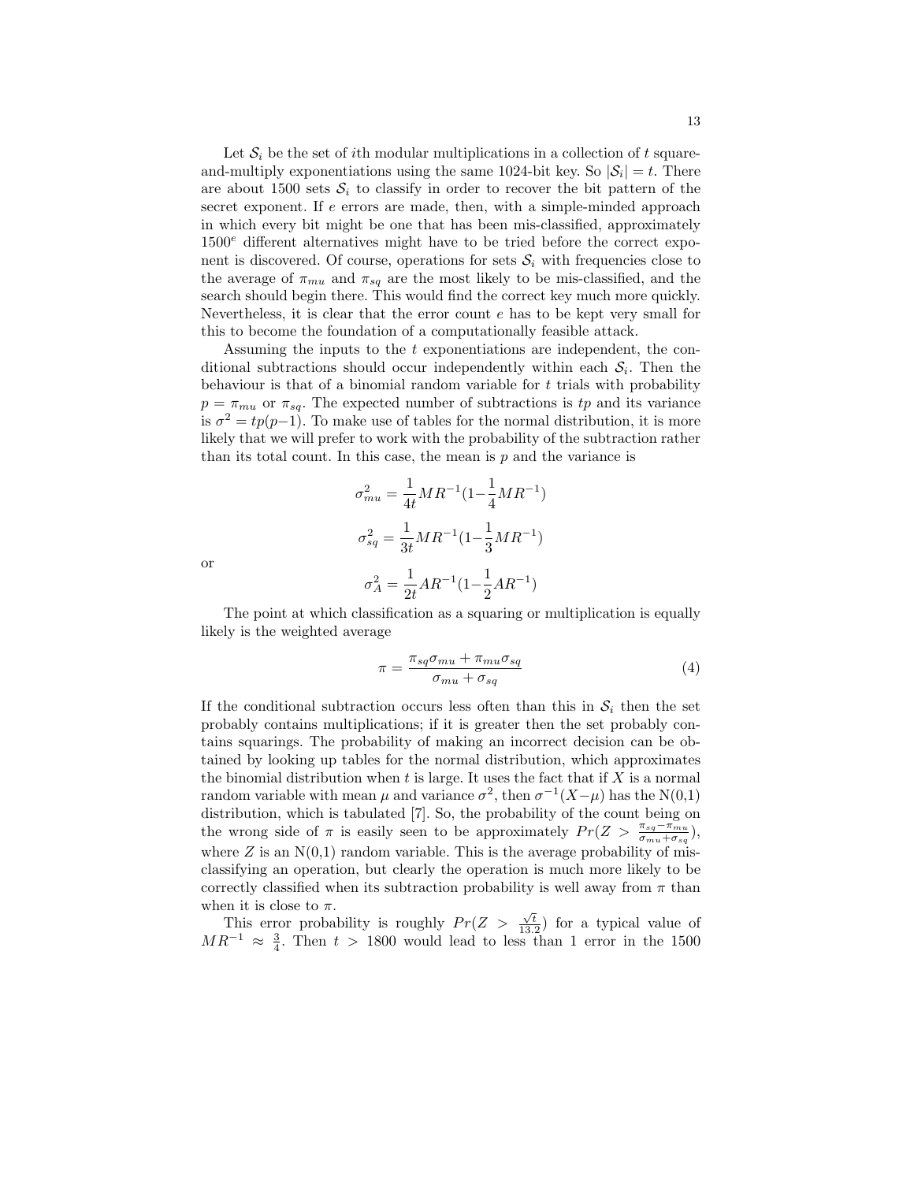Let $\mathcal{S}_i$ be the set of $i$th modular multiplications in a collection of $t$ square-and-multiply exponentiations using the same 1024-bit key. So $|\mathcal{S}_i| = t$. There are about 1500 sets $\mathcal{S}_i$ to classify in order to recover the bit pattern of the secret exponent. If $e$ errors are made, then, with a simple-minded approach in which every bit might be one that has been mis-classified, approximately $1500^e$ different alternatives might have to be tried before the correct exponent is discovered. Of course, operations for sets $\mathcal{S}_i$ with frequencies close to the average of $\pi_{mu}$ and $\pi_{sq}$ are the most likely to be mis-classified, and the search should begin there. This would find the correct key much more quickly. Nevertheless, it is clear that the error count $e$ has to be kept very small for this to become the foundation of a computationally feasible attack.

Assuming the inputs to the $t$ exponentiations are independent, the conditional subtractions should occur independently within each $\mathcal{S}_i$. Then the behaviour is that of a binomial random variable for $t$ trials with probability $p = \pi_{mu}$ or $\pi_{sq}$. The expected number of subtractions is $tp$ and its variance is $\sigma^2 = tp(p{-}1)$. To make use of tables for the normal distribution, it is more likely that we will prefer to work with the probability of the subtraction rather than its total count. In this case, the mean is $p$ and the variance is

$$\sigma_{mu}^2 = \frac{1}{4t}MR^{-1}(1{-}\frac{1}{4}MR^{-1})$$

$$\sigma_{sq}^2 = \frac{1}{3t}MR^{-1}(1{-}\frac{1}{3}MR^{-1})$$

or

$$\sigma_{A}^2 = \frac{1}{2t}AR^{-1}(1{-}\frac{1}{2}AR^{-1})$$

The point at which classification as a squaring or multiplication is equally likely is the weighted average

$$\pi = \frac{\pi_{sq}\sigma_{mu} + \pi_{mu}\sigma_{sq}}{\sigma_{mu} + \sigma_{sq}} \tag{4}$$

If the conditional subtraction occurs less often than this in $\mathcal{S}_i$ then the set probably contains multiplications; if it is greater then the set probably contains squarings. The probability of making an incorrect decision can be obtained by looking up tables for the normal distribution, which approximates the binomial distribution when $t$ is large. It uses the fact that if $X$ is a normal random variable with mean $\mu$ and variance $\sigma^2$, then $\sigma^{-1}(X{-}\mu)$ has the N(0,1) distribution, which is tabulated [7]. So, the probability of the count being on the wrong side of $\pi$ is easily seen to be approximately $Pr(Z > \frac{\pi_{sq}-\pi_{mu}}{\sigma_{mu}+\sigma_{sq}})$, where $Z$ is an N(0,1) random variable. This is the average probability of mis-classifying an operation, but clearly the operation is much more likely to be correctly classified when its subtraction probability is well away from $\pi$ than when it is close to $\pi$.

This error probability is roughly $Pr(Z > \frac{\sqrt{t}}{13.2})$ for a typical value of $MR^{-1} \approx \frac{3}{4}$. Then $t > 1800$ would lead to less than 1 error in the 1500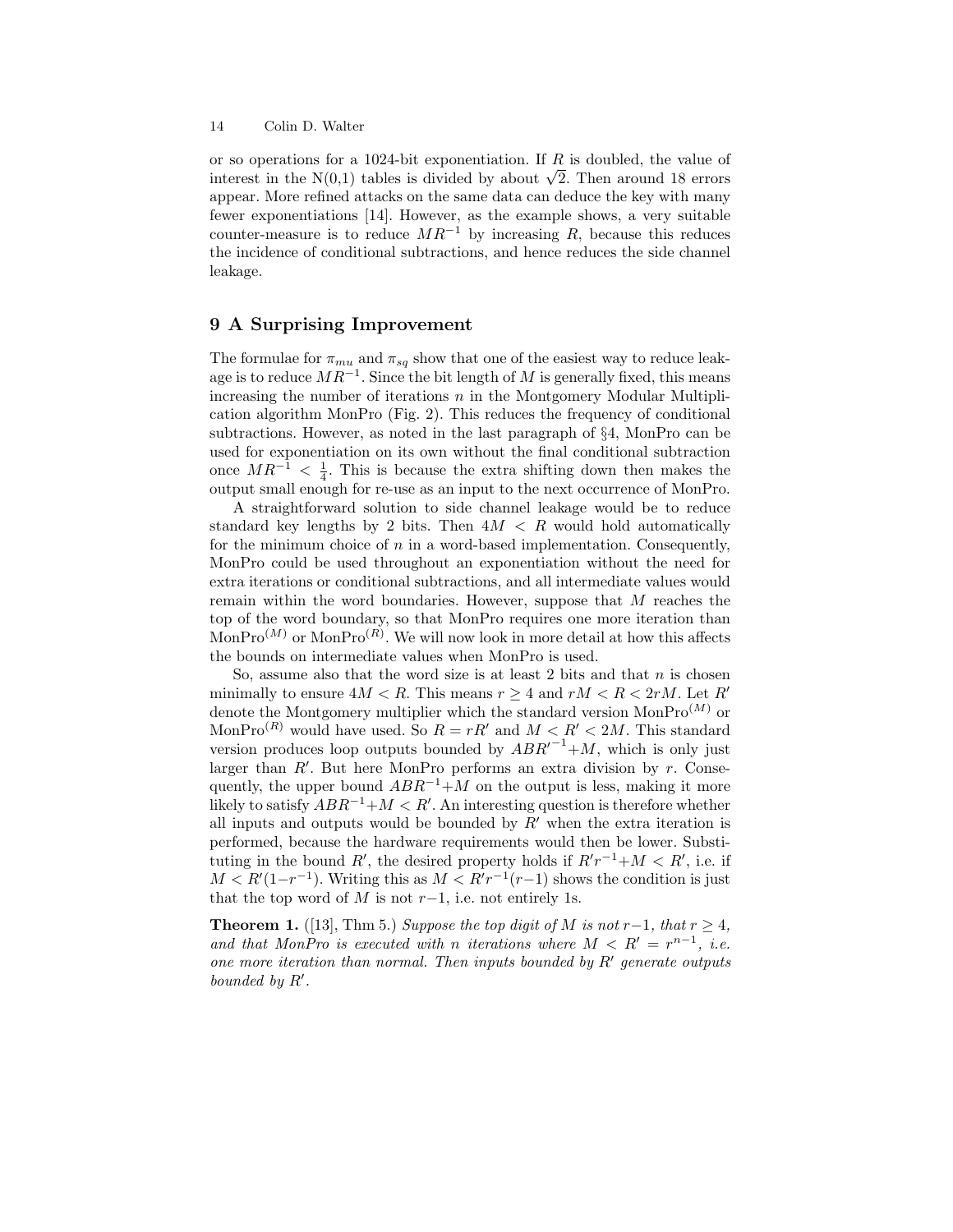or so operations for a 1024-bit exponentiation. If $R$ is doubled, the value of interest in the N(0,1) tables is divided by about $\sqrt{2}$. Then around 18 errors appear. More refined attacks on the same data can deduce the key with many fewer exponentiations [14]. However, as the example shows, a very suitable counter-measure is to reduce $MR^{-1}$ by increasing $R$, because this reduces the incidence of conditional subtractions, and hence reduces the side channel leakage.

## 9 A Surprising Improvement

The formulae for $\pi_{mu}$ and $\pi_{sq}$ show that one of the easiest way to reduce leakage is to reduce $MR^{-1}$. Since the bit length of $M$ is generally fixed, this means increasing the number of iterations $n$ in the Montgomery Modular Multiplication algorithm MonPro (Fig. 2). This reduces the frequency of conditional subtractions. However, as noted in the last paragraph of §4, MonPro can be used for exponentiation on its own without the final conditional subtraction once $MR^{-1} < \frac{1}{4}$. This is because the extra shifting down then makes the output small enough for re-use as an input to the next occurrence of MonPro.

A straightforward solution to side channel leakage would be to reduce standard key lengths by 2 bits. Then $4M < R$ would hold automatically for the minimum choice of $n$ in a word-based implementation. Consequently, MonPro could be used throughout an exponentiation without the need for extra iterations or conditional subtractions, and all intermediate values would remain within the word boundaries. However, suppose that $M$ reaches the top of the word boundary, so that MonPro requires one more iteration than $\text{MonPro}^{(M)}$ or $\text{MonPro}^{(R)}$. We will now look in more detail at how this affects the bounds on intermediate values when MonPro is used.

So, assume also that the word size is at least 2 bits and that $n$ is chosen minimally to ensure $4M < R$. This means $r \geq 4$ and $rM < R < 2rM$. Let $R'$ denote the Montgomery multiplier which the standard version $\text{MonPro}^{(M)}$ or $\text{MonPro}^{(R)}$ would have used. So $R = rR'$ and $M < R' < 2M$. This standard version produces loop outputs bounded by $ABR'^{-1}+M$, which is only just larger than $R'$. But here MonPro performs an extra division by $r$. Consequently, the upper bound $ABR^{-1}+M$ on the output is less, making it more likely to satisfy $ABR^{-1}+M < R'$. An interesting question is therefore whether all inputs and outputs would be bounded by $R'$ when the extra iteration is performed, because the hardware requirements would then be lower. Substituting in the bound $R'$, the desired property holds if $R'r^{-1}+M < R'$, i.e. if $M < R'(1-r^{-1})$. Writing this as $M < R'r^{-1}(r-1)$ shows the condition is just that the top word of $M$ is not $r-1$, i.e. not entirely 1s.

**Theorem 1.** ([13], Thm 5.) *Suppose the top digit of $M$ is not $r-1$, that $r \geq 4$, and that MonPro is executed with $n$ iterations where $M < R' = r^{n-1}$, i.e. one more iteration than normal. Then inputs bounded by $R'$ generate outputs bounded by $R'$.*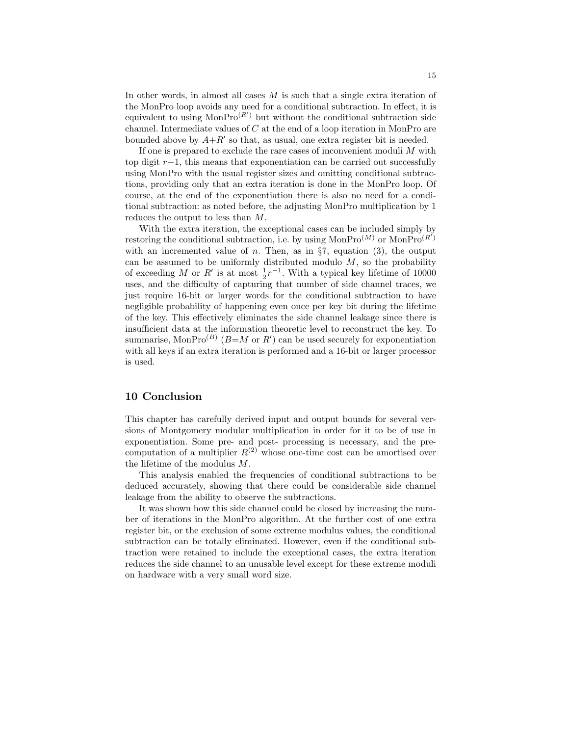In other words, in almost all cases $M$ is such that a single extra iteration of the MonPro loop avoids any need for a conditional subtraction. In effect, it is equivalent to using $\text{MonPro}^{(R')}$ but without the conditional subtraction side channel. Intermediate values of $C$ at the end of a loop iteration in MonPro are bounded above by $A{+}R'$ so that, as usual, one extra register bit is needed.

If one is prepared to exclude the rare cases of inconvenient moduli $M$ with top digit $r{-}1$, this means that exponentiation can be carried out successfully using MonPro with the usual register sizes and omitting conditional subtractions, providing only that an extra iteration is done in the MonPro loop. Of course, at the end of the exponentiation there is also no need for a conditional subtraction: as noted before, the adjusting MonPro multiplication by 1 reduces the output to less than $M$.

With the extra iteration, the exceptional cases can be included simply by restoring the conditional subtraction, i.e. by using $\text{MonPro}^{(M)}$ or $\text{MonPro}^{(R')}$ with an incremented value of $n$. Then, as in §7, equation (3), the output can be assumed to be uniformly distributed modulo $M$, so the probability of exceeding $M$ or $R'$ is at most $\frac{1}{2}r^{-1}$. With a typical key lifetime of 10000 uses, and the difficulty of capturing that number of side channel traces, we just require 16-bit or larger words for the conditional subtraction to have negligible probability of happening even once per key bit during the lifetime of the key. This effectively eliminates the side channel leakage since there is insufficient data at the information theoretic level to reconstruct the key. To summarise, $\text{MonPro}^{(B)}$ ($B{=}M$ or $R'$) can be used securely for exponentiation with all keys if an extra iteration is performed and a 16-bit or larger processor is used.

## 10 Conclusion

This chapter has carefully derived input and output bounds for several versions of Montgomery modular multiplication in order for it to be of use in exponentiation. Some pre- and post- processing is necessary, and the precomputation of a multiplier $R^{(2)}$ whose one-time cost can be amortised over the lifetime of the modulus $M$.

This analysis enabled the frequencies of conditional subtractions to be deduced accurately, showing that there could be considerable side channel leakage from the ability to observe the subtractions.

It was shown how this side channel could be closed by increasing the number of iterations in the MonPro algorithm. At the further cost of one extra register bit, or the exclusion of some extreme modulus values, the conditional subtraction can be totally eliminated. However, even if the conditional subtraction were retained to include the exceptional cases, the extra iteration reduces the side channel to an unusable level except for these extreme moduli on hardware with a very small word size.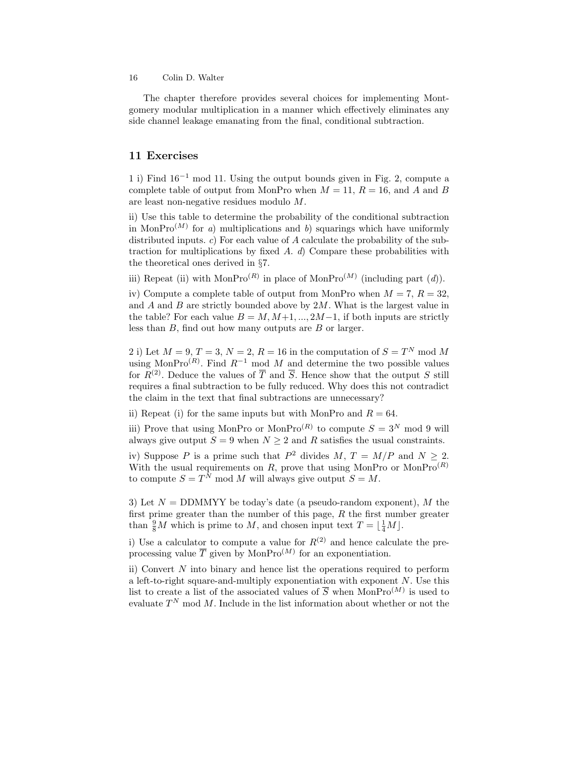The chapter therefore provides several choices for implementing Montgomery modular multiplication in a manner which effectively eliminates any side channel leakage emanating from the final, conditional subtraction.

## 11 Exercises

1 i) Find $16^{-1}$ mod 11. Using the output bounds given in Fig. 2, compute a complete table of output from MonPro when $M = 11$, $R = 16$, and $A$ and $B$ are least non-negative residues modulo $M$.

ii) Use this table to determine the probability of the conditional subtraction in $\text{MonPro}^{(M)}$ for *a*) multiplications and *b*) squarings which have uniformly distributed inputs. *c*) For each value of $A$ calculate the probability of the subtraction for multiplications by fixed $A$. *d*) Compare these probabilities with the theoretical ones derived in §7.

iii) Repeat (ii) with $\text{MonPro}^{(R)}$ in place of $\text{MonPro}^{(M)}$ (including part (*d*)).

iv) Compute a complete table of output from MonPro when $M = 7$, $R = 32$, and $A$ and $B$ are strictly bounded above by $2M$. What is the largest value in the table? For each value $B = M, M{+}1, ..., 2M{-}1$, if both inputs are strictly less than $B$, find out how many outputs are $B$ or larger.

2 i) Let $M = 9$, $T = 3$, $N = 2$, $R = 16$ in the computation of $S = T^N$ mod $M$ using $\text{MonPro}^{(R)}$. Find $R^{-1}$ mod $M$ and determine the two possible values for $R^{(2)}$. Deduce the values of $\overline{T}$ and $\overline{S}$. Hence show that the output $S$ still requires a final subtraction to be fully reduced. Why does this not contradict the claim in the text that final subtractions are unnecessary?

ii) Repeat (i) for the same inputs but with MonPro and $R = 64$.

iii) Prove that using MonPro or $\text{MonPro}^{(R)}$ to compute $S = 3^N$ mod 9 will always give output $S = 9$ when $N \geq 2$ and $R$ satisfies the usual constraints.

iv) Suppose $P$ is a prime such that $P^2$ divides $M$, $T = M/P$ and $N \geq 2$. With the usual requirements on $R$, prove that using MonPro or $\text{MonPro}^{(R)}$ to compute $S = T^N$ mod $M$ will always give output $S = M$.

3) Let $N =$ DDMMYY be today's date (a pseudo-random exponent), $M$ the first prime greater than the number of this page, $R$ the first number greater than $\frac{9}{8}M$ which is prime to $M$, and chosen input text $T = \lfloor \frac{1}{4}M \rfloor$.

i) Use a calculator to compute a value for $R^{(2)}$ and hence calculate the pre-processing value $\overline{T}$ given by $\text{MonPro}^{(M)}$ for an exponentiation.

ii) Convert $N$ into binary and hence list the operations required to perform a left-to-right square-and-multiply exponentiation with exponent $N$. Use this list to create a list of the associated values of $\overline{S}$ when $\text{MonPro}^{(M)}$ is used to evaluate $T^N$ mod $M$. Include in the list information about whether or not the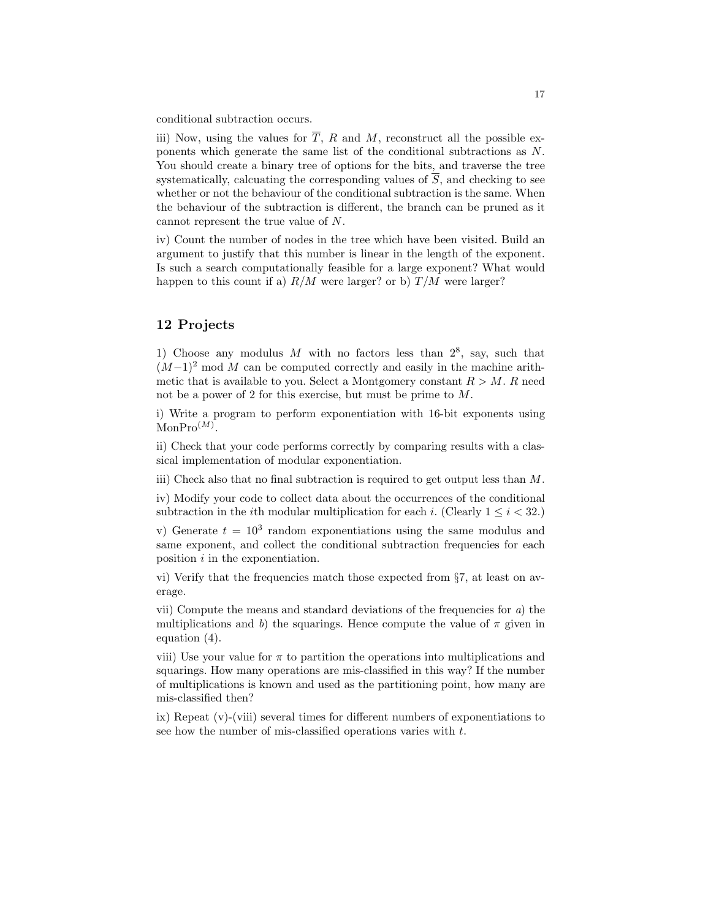conditional subtraction occurs.

iii) Now, using the values for $\overline{T}$, $R$ and $M$, reconstruct all the possible exponents which generate the same list of the conditional subtractions as $N$. You should create a binary tree of options for the bits, and traverse the tree systematically, calcuating the corresponding values of $\overline{S}$, and checking to see whether or not the behaviour of the conditional subtraction is the same. When the behaviour of the subtraction is different, the branch can be pruned as it cannot represent the true value of $N$.

iv) Count the number of nodes in the tree which have been visited. Build an argument to justify that this number is linear in the length of the exponent. Is such a search computationally feasible for a large exponent? What would happen to this count if a) $R/M$ were larger? or b) $T/M$ were larger?

## 12 Projects

1) Choose any modulus $M$ with no factors less than $2^8$, say, such that $(M-1)^2 \bmod M$ can be computed correctly and easily in the machine arithmetic that is available to you. Select a Montgomery constant $R > M$. $R$ need not be a power of 2 for this exercise, but must be prime to $M$.

i) Write a program to perform exponentiation with 16-bit exponents using $\text{MonPro}^{(M)}$.

ii) Check that your code performs correctly by comparing results with a classical implementation of modular exponentiation.

iii) Check also that no final subtraction is required to get output less than $M$.

iv) Modify your code to collect data about the occurrences of the conditional subtraction in the $i$th modular multiplication for each $i$. (Clearly $1 \leq i < 32$.)

v) Generate $t = 10^3$ random exponentiations using the same modulus and same exponent, and collect the conditional subtraction frequencies for each position $i$ in the exponentiation.

vi) Verify that the frequencies match those expected from §7, at least on average.

vii) Compute the means and standard deviations of the frequencies for *a*) the multiplications and *b*) the squarings. Hence compute the value of $\pi$ given in equation (4).

viii) Use your value for $\pi$ to partition the operations into multiplications and squarings. How many operations are mis-classified in this way? If the number of multiplications is known and used as the partitioning point, how many are mis-classified then?

ix) Repeat (v)-(viii) several times for different numbers of exponentiations to see how the number of mis-classified operations varies with $t$.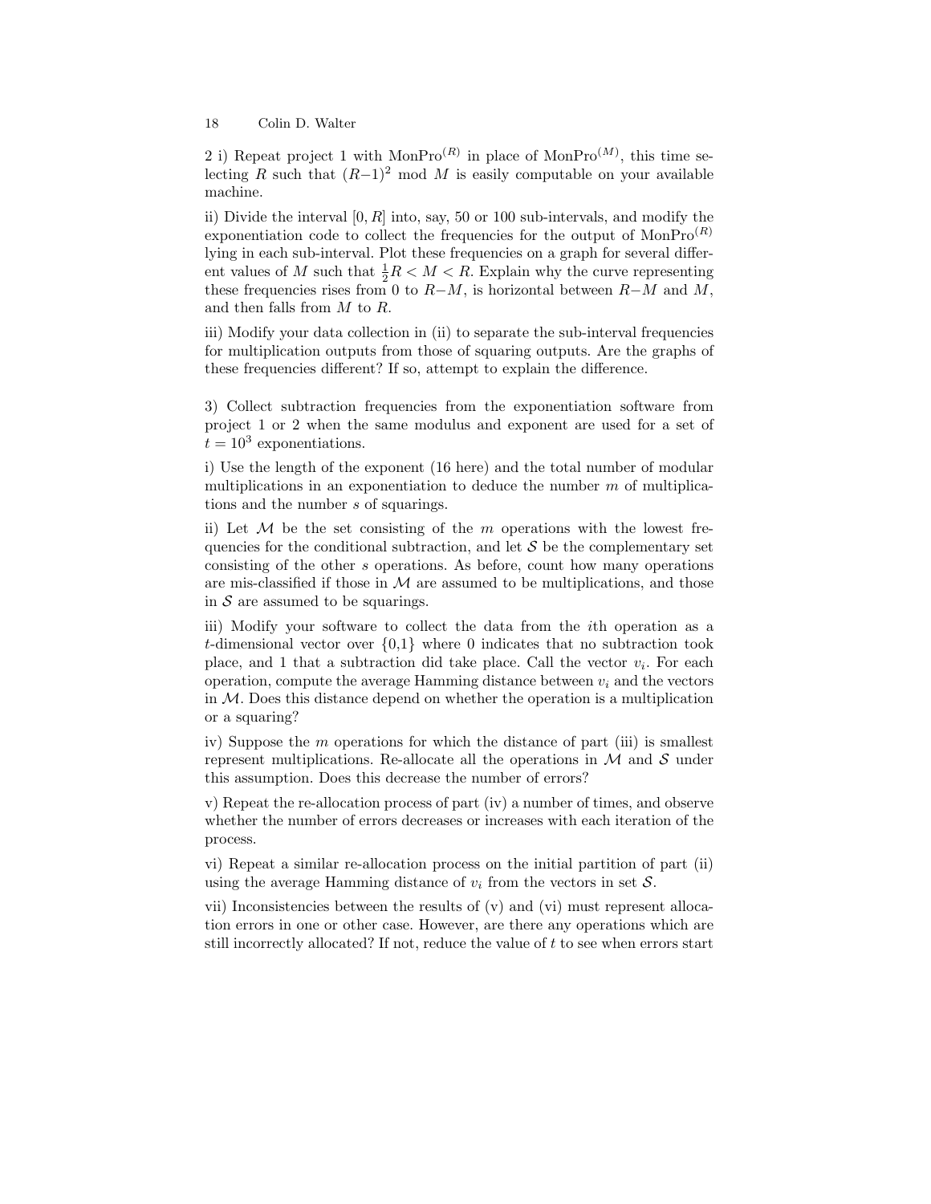2 i) Repeat project 1 with $\text{MonPro}^{(R)}$ in place of $\text{MonPro}^{(M)}$, this time selecting $R$ such that $(R-1)^2 \bmod M$ is easily computable on your available machine.

ii) Divide the interval $[0, R]$ into, say, 50 or 100 sub-intervals, and modify the exponentiation code to collect the frequencies for the output of $\text{MonPro}^{(R)}$ lying in each sub-interval. Plot these frequencies on a graph for several different values of $M$ such that $\frac{1}{2}R < M < R$. Explain why the curve representing these frequencies rises from 0 to $R-M$, is horizontal between $R-M$ and $M$, and then falls from $M$ to $R$.

iii) Modify your data collection in (ii) to separate the sub-interval frequencies for multiplication outputs from those of squaring outputs. Are the graphs of these frequencies different? If so, attempt to explain the difference.

3) Collect subtraction frequencies from the exponentiation software from project 1 or 2 when the same modulus and exponent are used for a set of $t = 10^3$ exponentiations.

i) Use the length of the exponent (16 here) and the total number of modular multiplications in an exponentiation to deduce the number $m$ of multiplications and the number $s$ of squarings.

ii) Let $\mathcal{M}$ be the set consisting of the $m$ operations with the lowest frequencies for the conditional subtraction, and let $\mathcal{S}$ be the complementary set consisting of the other $s$ operations. As before, count how many operations are mis-classified if those in $\mathcal{M}$ are assumed to be multiplications, and those in $\mathcal{S}$ are assumed to be squarings.

iii) Modify your software to collect the data from the $i$th operation as a $t$-dimensional vector over $\{0,1\}$ where 0 indicates that no subtraction took place, and 1 that a subtraction did take place. Call the vector $v_i$. For each operation, compute the average Hamming distance between $v_i$ and the vectors in $\mathcal{M}$. Does this distance depend on whether the operation is a multiplication or a squaring?

iv) Suppose the $m$ operations for which the distance of part (iii) is smallest represent multiplications. Re-allocate all the operations in $\mathcal{M}$ and $\mathcal{S}$ under this assumption. Does this decrease the number of errors?

v) Repeat the re-allocation process of part (iv) a number of times, and observe whether the number of errors decreases or increases with each iteration of the process.

vi) Repeat a similar re-allocation process on the initial partition of part (ii) using the average Hamming distance of $v_i$ from the vectors in set $\mathcal{S}$.

vii) Inconsistencies between the results of (v) and (vi) must represent allocation errors in one or other case. However, are there any operations which are still incorrectly allocated? If not, reduce the value of $t$ to see when errors start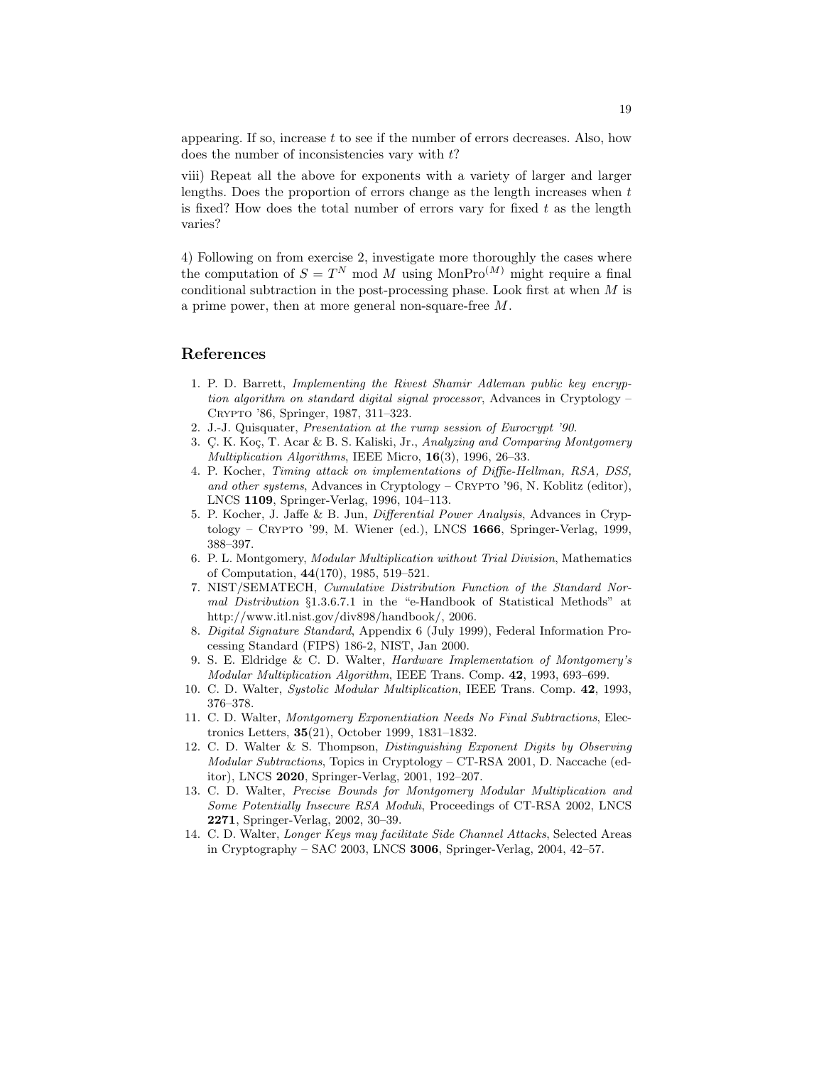appearing. If so, increase $t$ to see if the number of errors decreases. Also, how does the number of inconsistencies vary with $t$?

viii) Repeat all the above for exponents with a variety of larger and larger lengths. Does the proportion of errors change as the length increases when $t$ is fixed? How does the total number of errors vary for fixed $t$ as the length varies?

4) Following on from exercise 2, investigate more thoroughly the cases where the computation of $S = T^N \bmod M$ using $\mathrm{MonPro}^{(M)}$ might require a final conditional subtraction in the post-processing phase. Look first at when $M$ is a prime power, then at more general non-square-free $M$.

## References

1. P. D. Barrett, *Implementing the Rivest Shamir Adleman public key encryption algorithm on standard digital signal processor*, Advances in Cryptology – Crypto '86, Springer, 1987, 311–323.
2. J.-J. Quisquater, *Presentation at the rump session of Eurocrypt '90*.
3. Ç. K. Koç, T. Acar & B. S. Kaliski, Jr., *Analyzing and Comparing Montgomery Multiplication Algorithms*, IEEE Micro, **16**(3), 1996, 26–33.
4. P. Kocher, *Timing attack on implementations of Diffie-Hellman, RSA, DSS, and other systems*, Advances in Cryptology – Crypto '96, N. Koblitz (editor), LNCS **1109**, Springer-Verlag, 1996, 104–113.
5. P. Kocher, J. Jaffe & B. Jun, *Differential Power Analysis*, Advances in Cryptology – Crypto '99, M. Wiener (ed.), LNCS **1666**, Springer-Verlag, 1999, 388–397.
6. P. L. Montgomery, *Modular Multiplication without Trial Division*, Mathematics of Computation, **44**(170), 1985, 519–521.
7. NIST/SEMATECH, *Cumulative Distribution Function of the Standard Normal Distribution* §1.3.6.7.1 in the "e-Handbook of Statistical Methods" at http://www.itl.nist.gov/div898/handbook/, 2006.
8. *Digital Signature Standard*, Appendix 6 (July 1999), Federal Information Processing Standard (FIPS) 186-2, NIST, Jan 2000.
9. S. E. Eldridge & C. D. Walter, *Hardware Implementation of Montgomery's Modular Multiplication Algorithm*, IEEE Trans. Comp. **42**, 1993, 693–699.
10. C. D. Walter, *Systolic Modular Multiplication*, IEEE Trans. Comp. **42**, 1993, 376–378.
11. C. D. Walter, *Montgomery Exponentiation Needs No Final Subtractions*, Electronics Letters, **35**(21), October 1999, 1831–1832.
12. C. D. Walter & S. Thompson, *Distinguishing Exponent Digits by Observing Modular Subtractions*, Topics in Cryptology – CT-RSA 2001, D. Naccache (editor), LNCS **2020**, Springer-Verlag, 2001, 192–207.
13. C. D. Walter, *Precise Bounds for Montgomery Modular Multiplication and Some Potentially Insecure RSA Moduli*, Proceedings of CT-RSA 2002, LNCS **2271**, Springer-Verlag, 2002, 30–39.
14. C. D. Walter, *Longer Keys may facilitate Side Channel Attacks*, Selected Areas in Cryptography – SAC 2003, LNCS **3006**, Springer-Verlag, 2004, 42–57.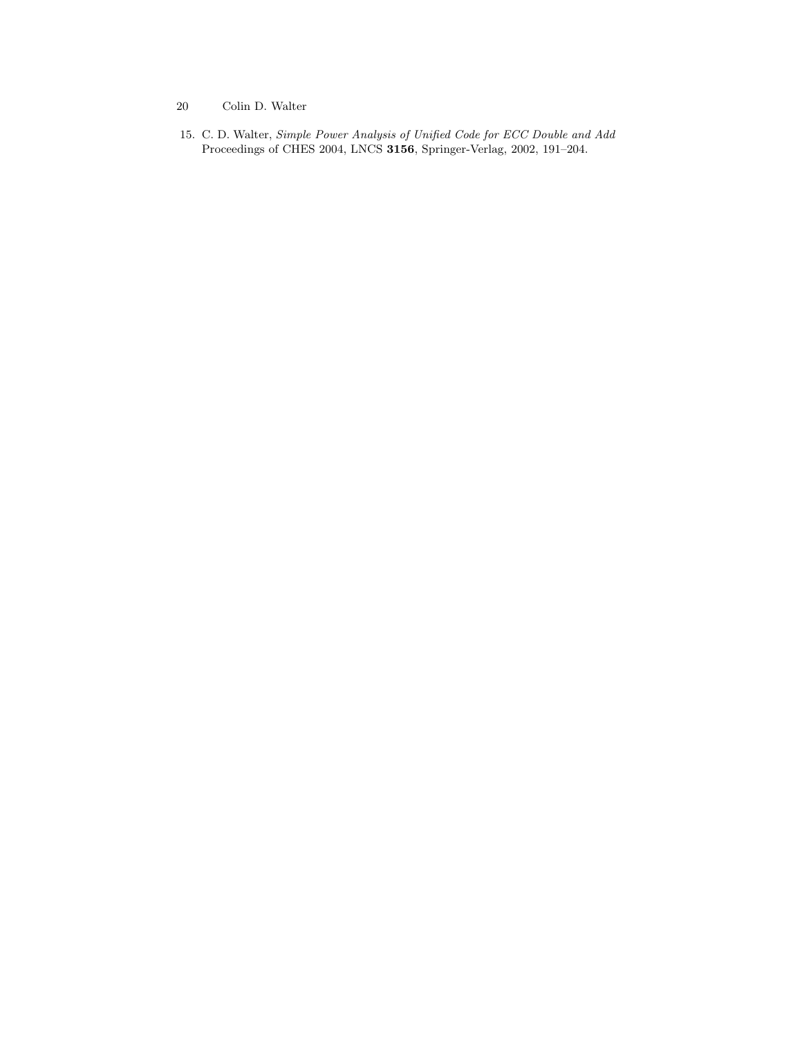15. C. D. Walter, *Simple Power Analysis of Unified Code for ECC Double and Add* Proceedings of CHES 2004, LNCS **3156**, Springer-Verlag, 2002, 191–204.